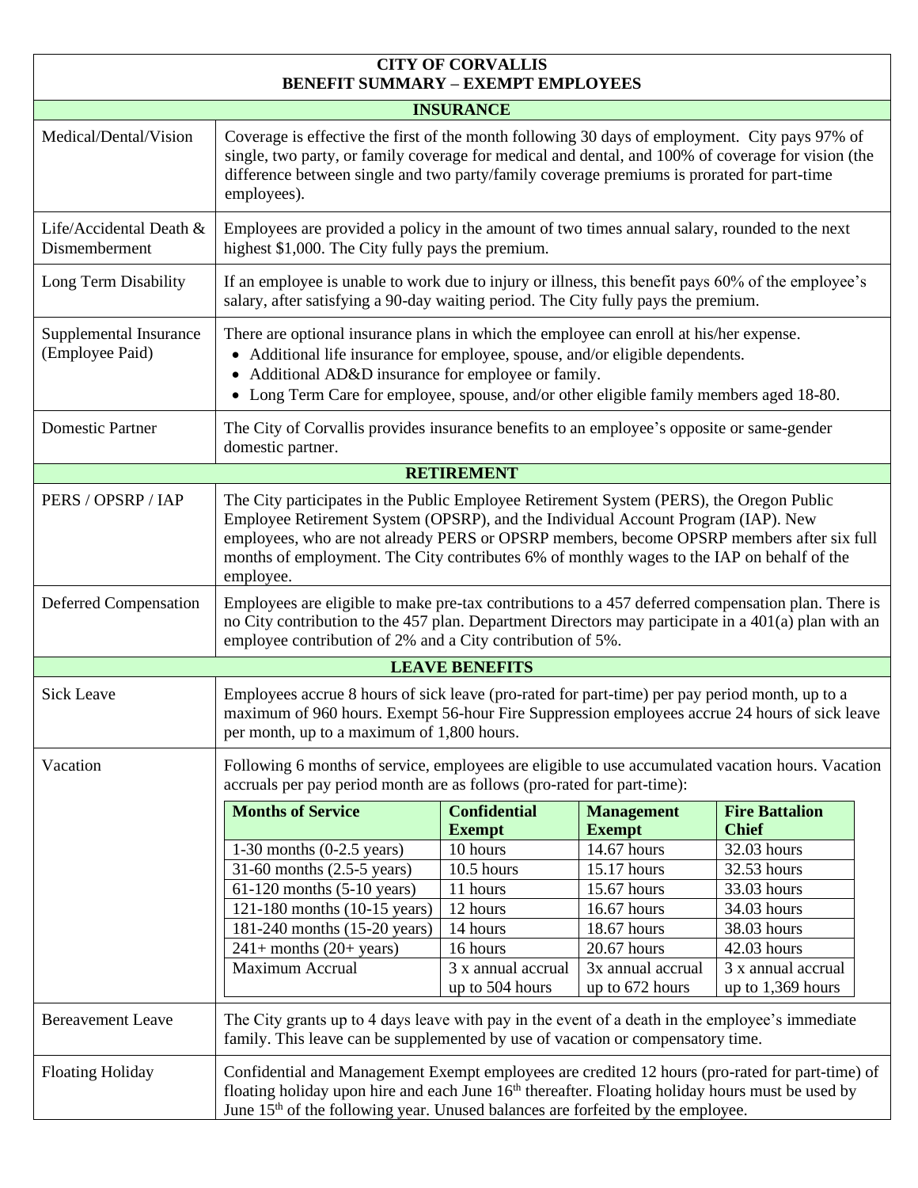# CITY OF CORVALLIS
# BENEFIT SUMMARY – EXEMPT EMPLOYEES

## INSURANCE

**Medical/Dental/Vision**

Coverage is effective the first of the month following 30 days of employment. City pays 97% of single, two party, or family coverage for medical and dental, and 100% of coverage for vision (the difference between single and two party/family coverage premiums is prorated for part-time employees).

**Life/Accidental Death & Dismemberment**

Employees are provided a policy in the amount of two times annual salary, rounded to the next highest $1,000. The City fully pays the premium.

**Long Term Disability**

If an employee is unable to work due to injury or illness, this benefit pays 60% of the employee's salary, after satisfying a 90-day waiting period. The City fully pays the premium.

**Supplemental Insurance (Employee Paid)**

There are optional insurance plans in which the employee can enroll at his/her expense.

- Additional life insurance for employee, spouse, and/or eligible dependents.
- Additional AD&D insurance for employee or family.
- Long Term Care for employee, spouse, and/or other eligible family members aged 18-80.

**Domestic Partner**

The City of Corvallis provides insurance benefits to an employee's opposite or same-gender domestic partner.

## RETIREMENT

**PERS / OPSRP / IAP**

The City participates in the Public Employee Retirement System (PERS), the Oregon Public Employee Retirement System (OPSRP), and the Individual Account Program (IAP). New employees, who are not already PERS or OPSRP members, become OPSRP members after six full months of employment. The City contributes 6% of monthly wages to the IAP on behalf of the employee.

**Deferred Compensation**

Employees are eligible to make pre-tax contributions to a 457 deferred compensation plan. There is no City contribution to the 457 plan. Department Directors may participate in a 401(a) plan with an employee contribution of 2% and a City contribution of 5%.

## LEAVE BENEFITS

**Sick Leave**

Employees accrue 8 hours of sick leave (pro-rated for part-time) per pay period month, up to a maximum of 960 hours. Exempt 56-hour Fire Suppression employees accrue 24 hours of sick leave per month, up to a maximum of 1,800 hours.

**Vacation**

Following 6 months of service, employees are eligible to use accumulated vacation hours. Vacation accruals per pay period month are as follows (pro-rated for part-time):

| Months of Service | Confidential Exempt | Management Exempt | Fire Battalion Chief |
|---|---|---|---|
| 1-30 months (0-2.5 years) | 10 hours | 14.67 hours | 32.03 hours |
| 31-60 months (2.5-5 years) | 10.5 hours | 15.17 hours | 32.53 hours |
| 61-120 months (5-10 years) | 11 hours | 15.67 hours | 33.03 hours |
| 121-180 months (10-15 years) | 12 hours | 16.67 hours | 34.03 hours |
| 181-240 months (15-20 years) | 14 hours | 18.67 hours | 38.03 hours |
| 241+ months (20+ years) | 16 hours | 20.67 hours | 42.03 hours |
| Maximum Accrual | 3 x annual accrual up to 504 hours | 3x annual accrual up to 672 hours | 3 x annual accrual up to 1,369 hours |

**Bereavement Leave**

The City grants up to 4 days leave with pay in the event of a death in the employee's immediate family. This leave can be supplemented by use of vacation or compensatory time.

**Floating Holiday**

Confidential and Management Exempt employees are credited 12 hours (pro-rated for part-time) of floating holiday upon hire and each June 16th thereafter. Floating holiday hours must be used by June 15th of the following year. Unused balances are forfeited by the employee.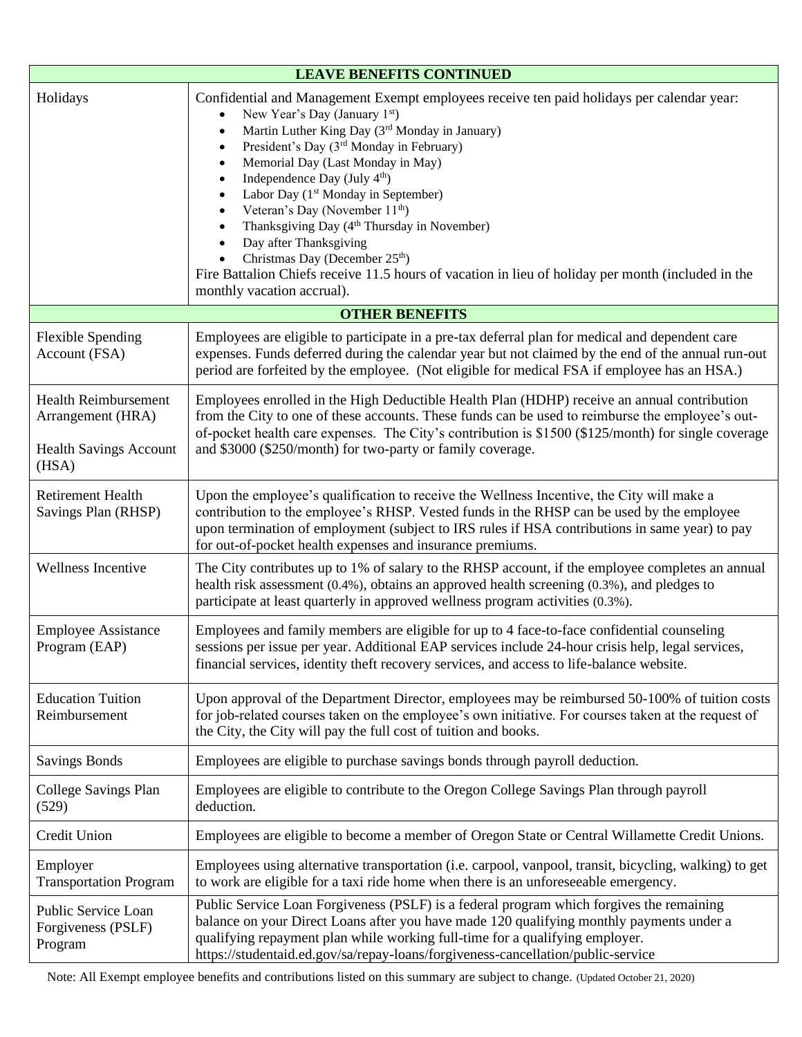| LEAVE BENEFITS CONTINUED | |
|---|---|
| Holidays | Confidential and Management Exempt employees receive ten paid holidays per calendar year:<br>• New Year's Day (January 1st)<br>• Martin Luther King Day (3rd Monday in January)<br>• President's Day (3rd Monday in February)<br>• Memorial Day (Last Monday in May)<br>• Independence Day (July 4th)<br>• Labor Day (1st Monday in September)<br>• Veteran's Day (November 11th)<br>• Thanksgiving Day (4th Thursday in November)<br>• Day after Thanksgiving<br>• Christmas Day (December 25th)<br>Fire Battalion Chiefs receive 11.5 hours of vacation in lieu of holiday per month (included in the monthly vacation accrual). |

| OTHER BENEFITS | |
|---|---|
| Flexible Spending Account (FSA) | Employees are eligible to participate in a pre-tax deferral plan for medical and dependent care expenses. Funds deferred during the calendar year but not claimed by the end of the annual run-out period are forfeited by the employee. (Not eligible for medical FSA if employee has an HSA.) |
| Health Reimbursement Arrangement (HRA)<br><br>Health Savings Account (HSA) | Employees enrolled in the High Deductible Health Plan (HDHP) receive an annual contribution from the City to one of these accounts. These funds can be used to reimburse the employee's out-of-pocket health care expenses. The City's contribution is $1500 ($125/month) for single coverage and $3000 ($250/month) for two-party or family coverage. |
| Retirement Health Savings Plan (RHSP) | Upon the employee's qualification to receive the Wellness Incentive, the City will make a contribution to the employee's RHSP. Vested funds in the RHSP can be used by the employee upon termination of employment (subject to IRS rules if HSA contributions in same year) to pay for out-of-pocket health expenses and insurance premiums. |
| Wellness Incentive | The City contributes up to 1% of salary to the RHSP account, if the employee completes an annual health risk assessment (0.4%), obtains an approved health screening (0.3%), and pledges to participate at least quarterly in approved wellness program activities (0.3%). |
| Employee Assistance Program (EAP) | Employees and family members are eligible for up to 4 face-to-face confidential counseling sessions per issue per year. Additional EAP services include 24-hour crisis help, legal services, financial services, identity theft recovery services, and access to life-balance website. |
| Education Tuition Reimbursement | Upon approval of the Department Director, employees may be reimbursed 50-100% of tuition costs for job-related courses taken on the employee's own initiative. For courses taken at the request of the City, the City will pay the full cost of tuition and books. |
| Savings Bonds | Employees are eligible to purchase savings bonds through payroll deduction. |
| College Savings Plan (529) | Employees are eligible to contribute to the Oregon College Savings Plan through payroll deduction. |
| Credit Union | Employees are eligible to become a member of Oregon State or Central Willamette Credit Unions. |
| Employer Transportation Program | Employees using alternative transportation (i.e. carpool, vanpool, transit, bicycling, walking) to get to work are eligible for a taxi ride home when there is an unforeseeable emergency. |
| Public Service Loan Forgiveness (PSLF) Program | Public Service Loan Forgiveness (PSLF) is a federal program which forgives the remaining balance on your Direct Loans after you have made 120 qualifying monthly payments under a qualifying repayment plan while working full-time for a qualifying employer.<br>https://studentaid.ed.gov/sa/repay-loans/forgiveness-cancellation/public-service |

Note: All Exempt employee benefits and contributions listed on this summary are subject to change. (Updated October 21, 2020)